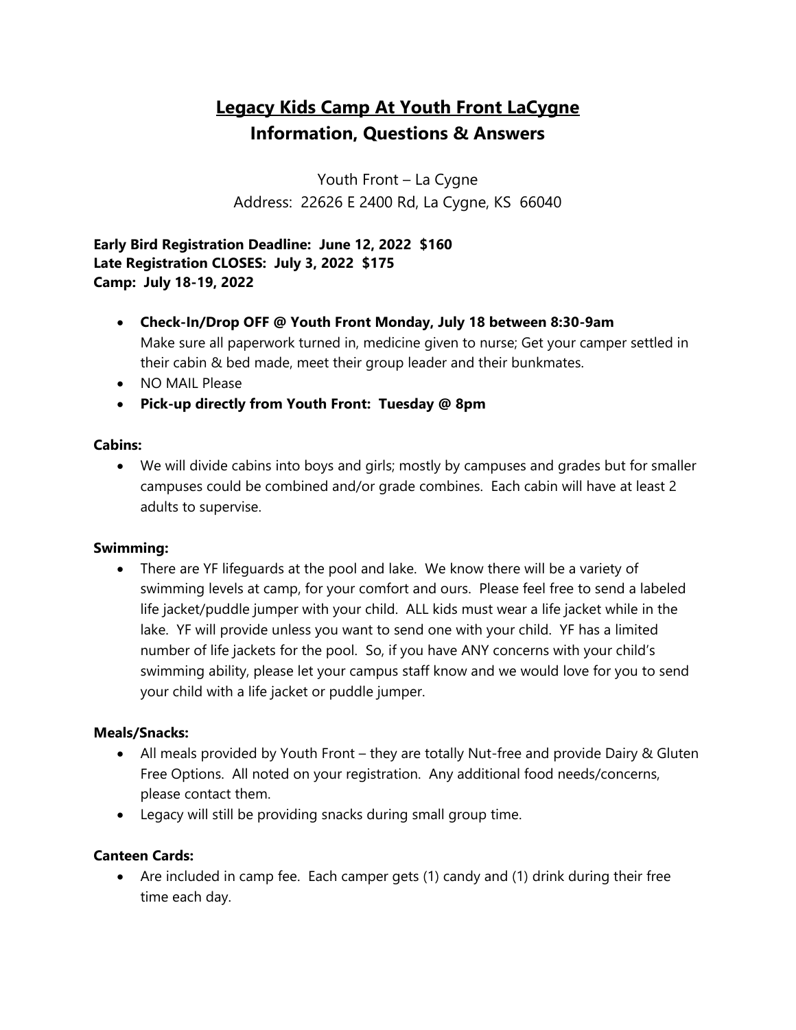# Legacy Kids Camp At Youth Front LaCygne
## Information, Questions & Answers

Youth Front – La Cygne
Address: 22626 E 2400 Rd, La Cygne, KS 66040

**Early Bird Registration Deadline: June 12, 2022 $160**
**Late Registration CLOSES: July 3, 2022 $175**
**Camp: July 18-19, 2022**

- **Check-In/Drop OFF @ Youth Front Monday, July 18 between 8:30-9am**
  Make sure all paperwork turned in, medicine given to nurse; Get your camper settled in their cabin & bed made, meet their group leader and their bunkmates.
- NO MAIL Please
- **Pick-up directly from Youth Front: Tuesday @ 8pm**

**Cabins:**

- We will divide cabins into boys and girls; mostly by campuses and grades but for smaller campuses could be combined and/or grade combines. Each cabin will have at least 2 adults to supervise.

**Swimming:**

- There are YF lifeguards at the pool and lake. We know there will be a variety of swimming levels at camp, for your comfort and ours. Please feel free to send a labeled life jacket/puddle jumper with your child. ALL kids must wear a life jacket while in the lake. YF will provide unless you want to send one with your child. YF has a limited number of life jackets for the pool. So, if you have ANY concerns with your child's swimming ability, please let your campus staff know and we would love for you to send your child with a life jacket or puddle jumper.

**Meals/Snacks:**

- All meals provided by Youth Front – they are totally Nut-free and provide Dairy & Gluten Free Options. All noted on your registration. Any additional food needs/concerns, please contact them.
- Legacy will still be providing snacks during small group time.

**Canteen Cards:**

- Are included in camp fee. Each camper gets (1) candy and (1) drink during their free time each day.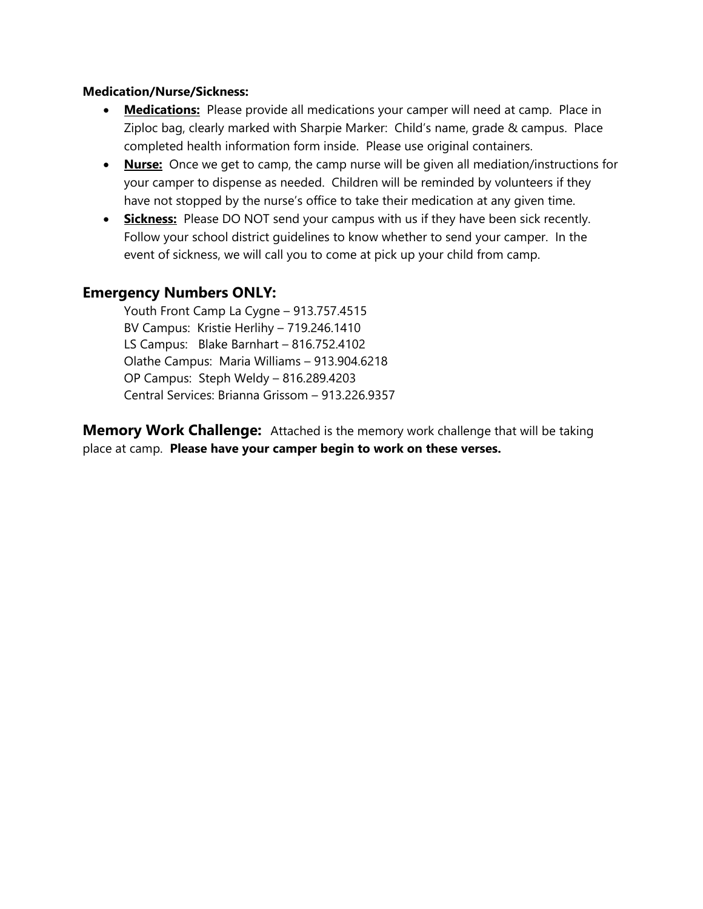**Medication/Nurse/Sickness:**

- **Medications:** Please provide all medications your camper will need at camp. Place in Ziploc bag, clearly marked with Sharpie Marker: Child's name, grade & campus. Place completed health information form inside. Please use original containers.
- **Nurse:** Once we get to camp, the camp nurse will be given all mediation/instructions for your camper to dispense as needed. Children will be reminded by volunteers if they have not stopped by the nurse's office to take their medication at any given time.
- **Sickness:** Please DO NOT send your campus with us if they have been sick recently. Follow your school district guidelines to know whether to send your camper. In the event of sickness, we will call you to come at pick up your child from camp.

## Emergency Numbers ONLY:

Youth Front Camp La Cygne – 913.757.4515
BV Campus: Kristie Herlihy – 719.246.1410
LS Campus: Blake Barnhart – 816.752.4102
Olathe Campus: Maria Williams – 913.904.6218
OP Campus: Steph Weldy – 816.289.4203
Central Services: Brianna Grissom – 913.226.9357

**Memory Work Challenge:** Attached is the memory work challenge that will be taking place at camp. **Please have your camper begin to work on these verses.**